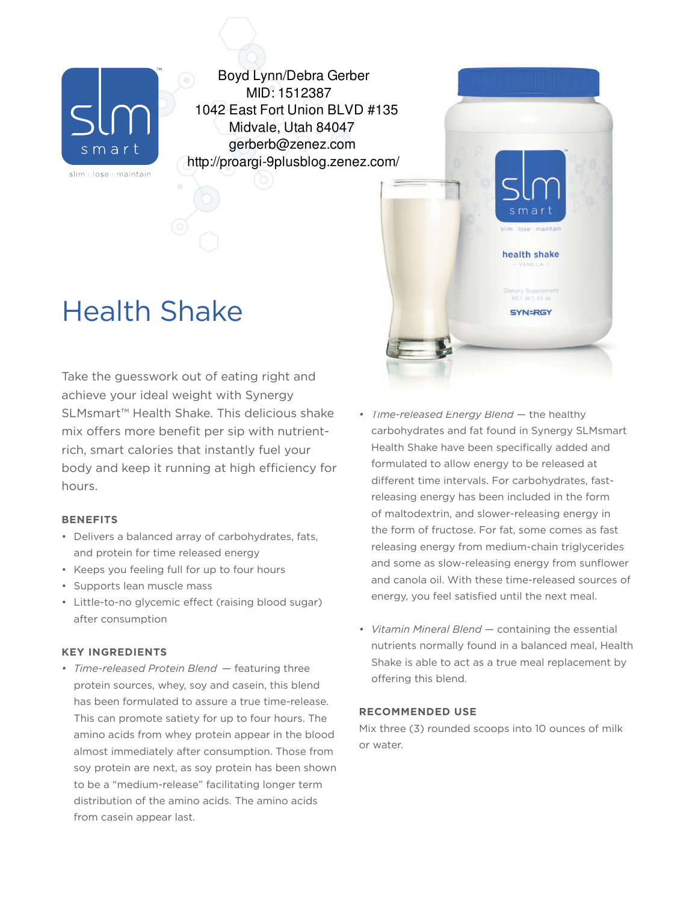Boyd Lynn/Debra Gerber
MID: 1512387
1042 East Fort Union BLVD #135
Midvale, Utah 84047
gerberb@zenez.com
http://proargi-9plusblog.zenez.com/

# Health Shake

Take the guesswork out of eating right and achieve your ideal weight with Synergy SLMsmart™ Health Shake. This delicious shake mix offers more benefit per sip with nutrient-rich, smart calories that instantly fuel your body and keep it running at high efficiency for hours.

## BENEFITS

- Delivers a balanced array of carbohydrates, fats, and protein for time released energy
- Keeps you feeling full for up to four hours
- Supports lean muscle mass
- Little-to-no glycemic effect (raising blood sugar) after consumption

## KEY INGREDIENTS

- *Time-released Protein Blend* — featuring three protein sources, whey, soy and casein, this blend has been formulated to assure a true time-release. This can promote satiety for up to four hours. The amino acids from whey protein appear in the blood almost immediately after consumption. Those from soy protein are next, as soy protein has been shown to be a "medium-release" facilitating longer term distribution of the amino acids. The amino acids from casein appear last.
- *Time-released Energy Blend* — the healthy carbohydrates and fat found in Synergy SLMsmart Health Shake have been specifically added and formulated to allow energy to be released at different time intervals. For carbohydrates, fast-releasing energy has been included in the form of maltodextrin, and slower-releasing energy in the form of fructose. For fat, some comes as fast releasing energy from medium-chain triglycerides and some as slow-releasing energy from sunflower and canola oil. With these time-released sources of energy, you feel satisfied until the next meal.
- *Vitamin Mineral Blend* — containing the essential nutrients normally found in a balanced meal, Health Shake is able to act as a true meal replacement by offering this blend.

## RECOMMENDED USE

Mix three (3) rounded scoops into 10 ounces of milk or water.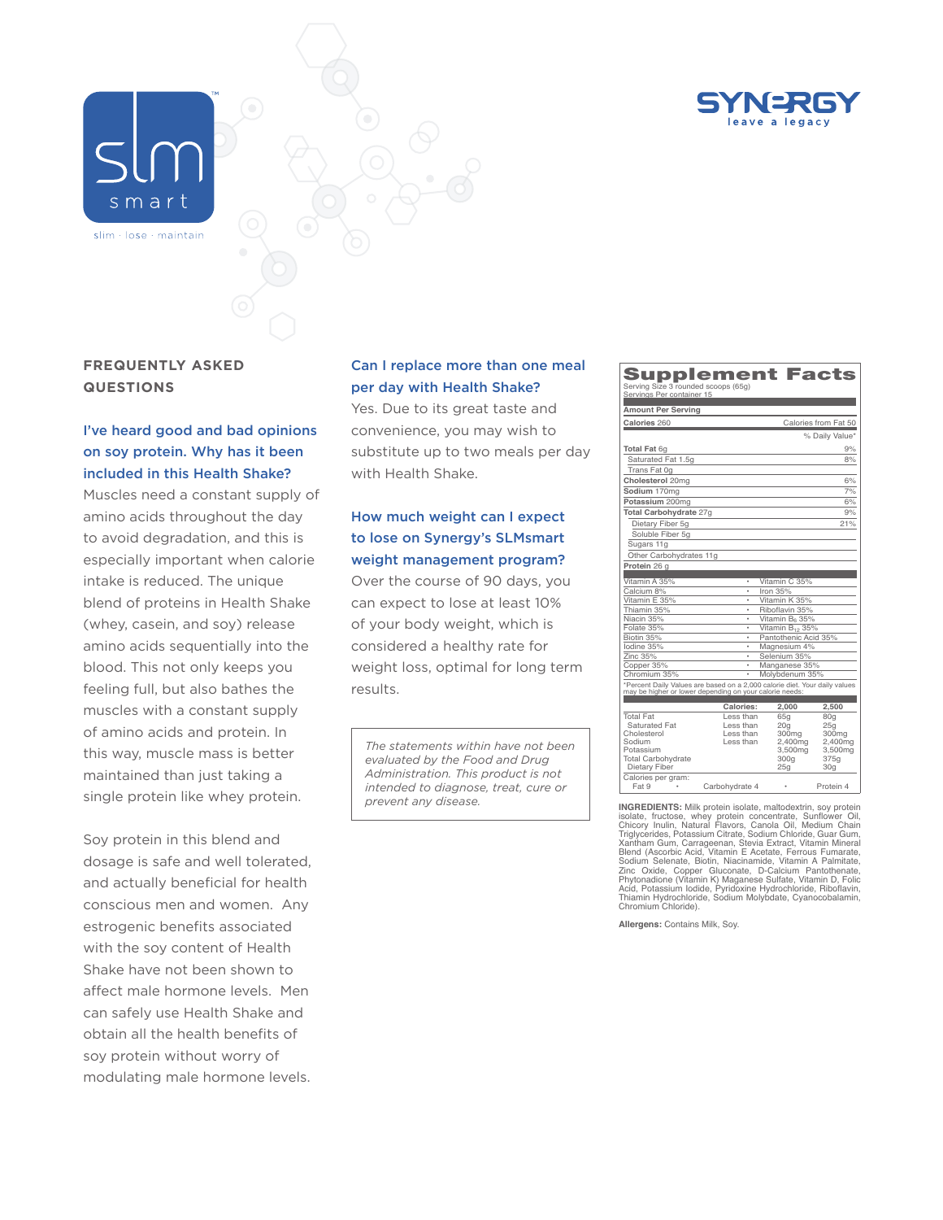slm smart

slim · lose · maintain

SYNERGY
leave a legacy

## FREQUENTLY ASKED QUESTIONS

### I've heard good and bad opinions on soy protein. Why has it been included in this Health Shake?

Muscles need a constant supply of amino acids throughout the day to avoid degradation, and this is especially important when calorie intake is reduced. The unique blend of proteins in Health Shake (whey, casein, and soy) release amino acids sequentially into the blood. This not only keeps you feeling full, but also bathes the muscles with a constant supply of amino acids and protein. In this way, muscle mass is better maintained than just taking a single protein like whey protein.

Soy protein in this blend and dosage is safe and well tolerated, and actually beneficial for health conscious men and women. Any estrogenic benefits associated with the soy content of Health Shake have not been shown to affect male hormone levels. Men can safely use Health Shake and obtain all the health benefits of soy protein without worry of modulating male hormone levels.

### Can I replace more than one meal per day with Health Shake?

Yes. Due to its great taste and convenience, you may wish to substitute up to two meals per day with Health Shake.

### How much weight can I expect to lose on Synergy's SLMsmart weight management program?

Over the course of 90 days, you can expect to lose at least 10% of your body weight, which is considered a healthy rate for weight loss, optimal for long term results.

*The statements within have not been evaluated by the Food and Drug Administration. This product is not intended to diagnose, treat, cure or prevent any disease.*

## Supplement Facts

Serving Size 3 rounded scoops (65g)
Servings Per container 15

| Amount Per Serving | |
|---|---|
| **Calories** 260 | Calories from Fat 50 |
| | % Daily Value* |
| **Total Fat** 6g | 9% |
| Saturated Fat 1.5g | 8% |
| Trans Fat 0g | |
| **Cholesterol** 20mg | 6% |
| **Sodium** 170mg | 7% |
| **Potassium** 200mg | 6% |
| **Total Carbohydrate** 27g | 9% |
| Dietary Fiber 5g | 21% |
| Soluble Fiber 5g | |
| Sugars 11g | |
| Other Carbohydrates 11g | |
| **Protein** 26 g | |

| | |
|---|---|
| Vitamin A 35% | Vitamin C 35% |
| Calcium 8% | Iron 35% |
| Vitamin E 35% | Vitamin K 35% |
| Thiamin 35% | Riboflavin 35% |
| Niacin 35% | Vitamin $B_6$ 35% |
| Folate 35% | Vitamin $B_{12}$ 35% |
| Biotin 35% | Pantothenic Acid 35% |
| Iodine 35% | Magnesium 4% |
| Zinc 35% | Selenium 35% |
| Copper 35% | Manganese 35% |
| Chromium 35% | Molybdenum 35% |

*Percent Daily Values are based on a 2,000 calorie diet. Your daily values may be higher or lower depending on your calorie needs:

| | Calories: | 2,000 | 2,500 |
|---|---|---|---|
| Total Fat | Less than | 65g | 80g |
| Saturated Fat | Less than | 20g | 25g |
| Cholesterol | Less than | 300mg | 300mg |
| Sodium | Less than | 2,400mg | 2,400mg |
| Potassium | | 3,500mg | 3,500mg |
| Total Carbohydrate | | 300g | 375g |
| Dietary Fiber | | 25g | 30g |

Calories per gram:
Fat 9 • Carbohydrate 4 • Protein 4

**INGREDIENTS:** Milk protein isolate, maltodextrin, soy protein isolate, fructose, whey protein concentrate, Sunflower Oil, Chicory Inulin, Natural Flavors, Canola Oil, Medium Chain Triglycerides, Potassium Citrate, Sodium Chloride, Guar Gum, Xantham Gum, Carrageenan, Stevia Extract, Vitamin Mineral Blend (Ascorbic Acid, Vitamin E Acetate, Ferrous Fumarate, Sodium Selenate, Biotin, Niacinamide, Vitamin A Palmitate, Zinc Oxide, Copper Gluconate, D-Calcium Pantothenate, Phytonadione (Vitamin K) Maganese Sulfate, Vitamin D, Folic Acid, Potassium Iodide, Pyridoxine Hydrochloride, Riboflavin, Thiamin Hydrochloride, Sodium Molybdate, Cyanocobalamin, Chromium Chloride).

**Allergens:** Contains Milk, Soy.